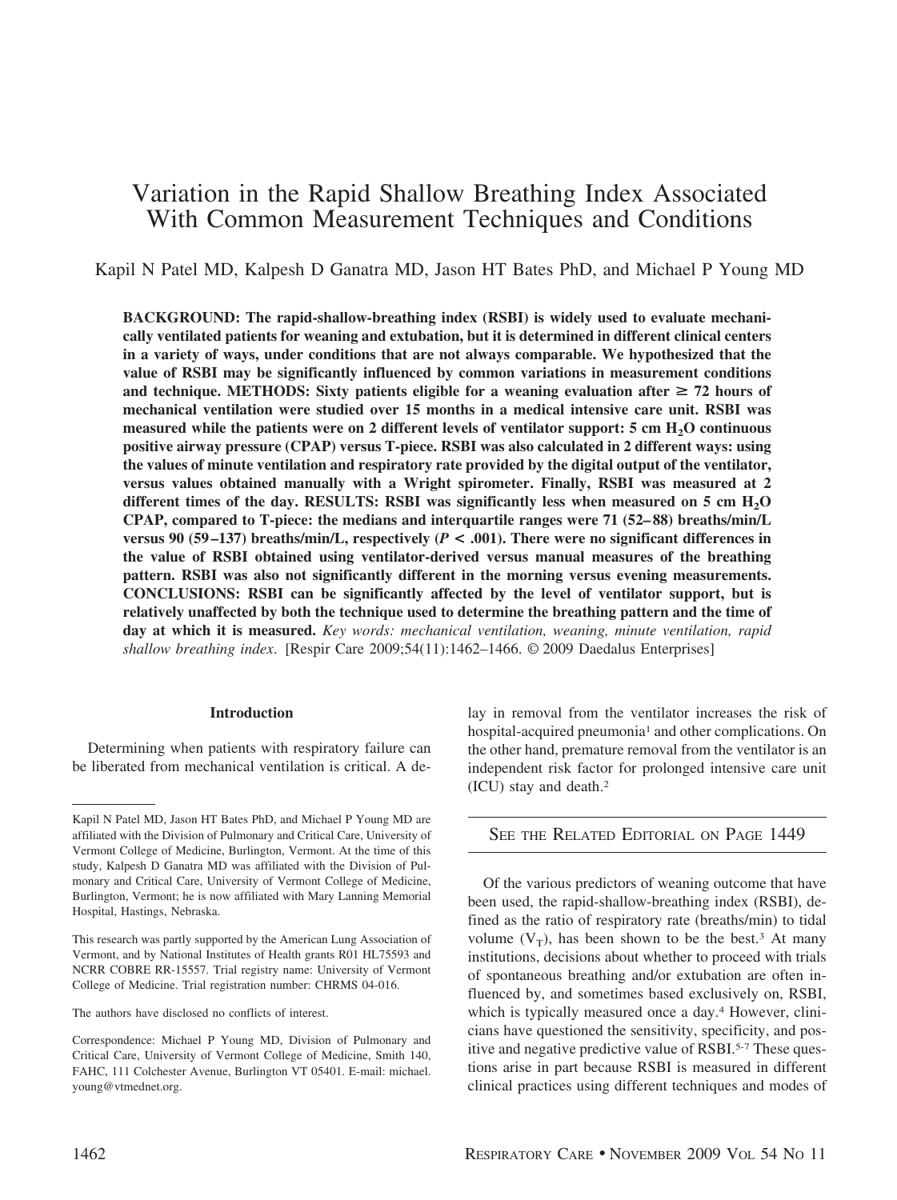# Variation in the Rapid Shallow Breathing Index Associated With Common Measurement Techniques and Conditions

Kapil N Patel MD, Kalpesh D Ganatra MD, Jason HT Bates PhD, and Michael P Young MD

**BACKGROUND: The rapid-shallow-breathing index (RSBI) is widely used to evaluate mechanically ventilated patients for weaning and extubation, but it is determined in different clinical centers in a variety of ways, under conditions that are not always comparable. We hypothesized that the value of RSBI may be significantly influenced by common variations in measurement conditions and technique. METHODS: Sixty patients eligible for a weaning evaluation after ≥ 72 hours of mechanical ventilation were studied over 15 months in a medical intensive care unit. RSBI was measured while the patients were on 2 different levels of ventilator support: 5 cm $H_2O$ continuous positive airway pressure (CPAP) versus T-piece. RSBI was also calculated in 2 different ways: using the values of minute ventilation and respiratory rate provided by the digital output of the ventilator, versus values obtained manually with a Wright spirometer. Finally, RSBI was measured at 2 different times of the day. RESULTS: RSBI was significantly less when measured on 5 cm $H_2O$ CPAP, compared to T-piece: the medians and interquartile ranges were 71 (52–88) breaths/min/L versus 90 (59–137) breaths/min/L, respectively ($P < .001$). There were no significant differences in the value of RSBI obtained using ventilator-derived versus manual measures of the breathing pattern. RSBI was also not significantly different in the morning versus evening measurements. CONCLUSIONS: RSBI can be significantly affected by the level of ventilator support, but is relatively unaffected by both the technique used to determine the breathing pattern and the time of day at which it is measured.** *Key words: mechanical ventilation, weaning, minute ventilation, rapid shallow breathing index*. [Respir Care 2009;54(11):1462–1466. © 2009 Daedalus Enterprises]

Kapil N Patel MD, Jason HT Bates PhD, and Michael P Young MD are affiliated with the Division of Pulmonary and Critical Care, University of Vermont College of Medicine, Burlington, Vermont. At the time of this study, Kalpesh D Ganatra MD was affiliated with the Division of Pulmonary and Critical Care, University of Vermont College of Medicine, Burlington, Vermont; he is now affiliated with Mary Lanning Memorial Hospital, Hastings, Nebraska.

This research was partly supported by the American Lung Association of Vermont, and by National Institutes of Health grants R01 HL75593 and NCRR COBRE RR-15557. Trial registry name: University of Vermont College of Medicine. Trial registration number: CHRMS 04-016.

The authors have disclosed no conflicts of interest.

Correspondence: Michael P Young MD, Division of Pulmonary and Critical Care, University of Vermont College of Medicine, Smith 140, FAHC, 111 Colchester Avenue, Burlington VT 05401. E-mail: michael.young@vtmednet.org.

## Introduction

Determining when patients with respiratory failure can be liberated from mechanical ventilation is critical. A delay in removal from the ventilator increases the risk of hospital-acquired pneumonia[1] and other complications. On the other hand, premature removal from the ventilator is an independent risk factor for prolonged intensive care unit (ICU) stay and death.[2]

SEE THE RELATED EDITORIAL ON PAGE 1449

Of the various predictors of weaning outcome that have been used, the rapid-shallow-breathing index (RSBI), defined as the ratio of respiratory rate (breaths/min) to tidal volume ($V_T$), has been shown to be the best.[3] At many institutions, decisions about whether to proceed with trials of spontaneous breathing and/or extubation are often influenced by, and sometimes based exclusively on, RSBI, which is typically measured once a day.[4] However, clinicians have questioned the sensitivity, specificity, and positive and negative predictive value of RSBI.[5-7] These questions arise in part because RSBI is measured in different clinical practices using different techniques and modes of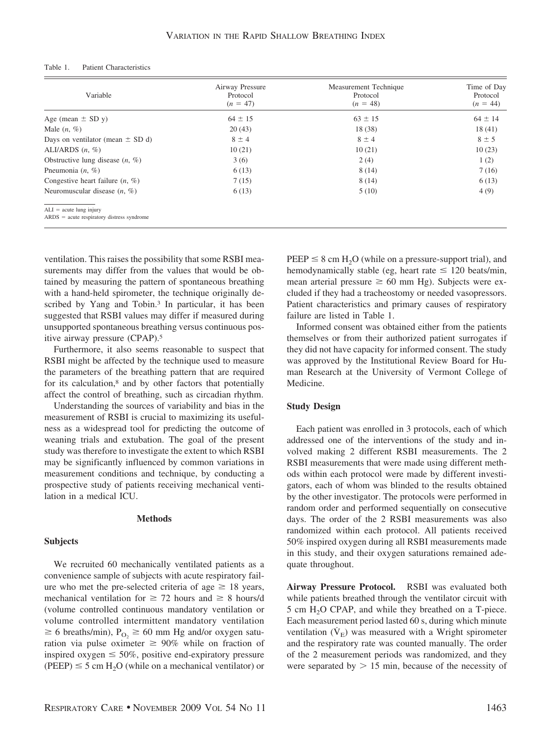Table 1. Patient Characteristics

| Variable | Airway Pressure Protocol ($n$ = 47) | Measurement Technique Protocol ($n$ = 48) | Time of Day Protocol ($n$ = 44) |
|---|---|---|---|
| Age (mean ± SD y) | 64 ± 15 | 63 ± 15 | 64 ± 14 |
| Male ($n$, %) | 20 (43) | 18 (38) | 18 (41) |
| Days on ventilator (mean ± SD d) | 8 ± 4 | 8 ± 4 | 8 ± 5 |
| ALI/ARDS ($n$, %) | 10 (21) | 10 (21) | 10 (23) |
| Obstructive lung disease ($n$, %) | 3 (6) | 2 (4) | 1 (2) |
| Pneumonia ($n$, %) | 6 (13) | 8 (14) | 7 (16) |
| Congestive heart failure ($n$, %) | 7 (15) | 8 (14) | 6 (13) |
| Neuromuscular disease ($n$, %) | 6 (13) | 5 (10) | 4 (9) |

ALI = acute lung injury
ARDS = acute respiratory distress syndrome

ventilation. This raises the possibility that some RSBI measurements may differ from the values that would be obtained by measuring the pattern of spontaneous breathing with a hand-held spirometer, the technique originally described by Yang and Tobin.[3] In particular, it has been suggested that RSBI values may differ if measured during unsupported spontaneous breathing versus continuous positive airway pressure (CPAP).[5]

Furthermore, it also seems reasonable to suspect that RSBI might be affected by the technique used to measure the parameters of the breathing pattern that are required for its calculation,[8] and by other factors that potentially affect the control of breathing, such as circadian rhythm.

Understanding the sources of variability and bias in the measurement of RSBI is crucial to maximizing its usefulness as a widespread tool for predicting the outcome of weaning trials and extubation. The goal of the present study was therefore to investigate the extent to which RSBI may be significantly influenced by common variations in measurement conditions and technique, by conducting a prospective study of patients receiving mechanical ventilation in a medical ICU.

## Methods

### Subjects

We recruited 60 mechanically ventilated patients as a convenience sample of subjects with acute respiratory failure who met the pre-selected criteria of age ≥ 18 years, mechanical ventilation for ≥ 72 hours and ≥ 8 hours/d (volume controlled continuous mandatory ventilation or volume controlled intermittent mandatory ventilation ≥ 6 breaths/min), $P_{O_2}$ ≥ 60 mm Hg and/or oxygen saturation via pulse oximeter ≥ 90% while on fraction of inspired oxygen ≤ 50%, positive end-expiratory pressure (PEEP) ≤ 5 cm $H_2O$ (while on a mechanical ventilator) or PEEP ≤ 8 cm $H_2O$ (while on a pressure-support trial), and hemodynamically stable (eg, heart rate ≤ 120 beats/min, mean arterial pressure ≥ 60 mm Hg). Subjects were excluded if they had a tracheostomy or needed vasopressors. Patient characteristics and primary causes of respiratory failure are listed in Table 1.

Informed consent was obtained either from the patients themselves or from their authorized patient surrogates if they did not have capacity for informed consent. The study was approved by the Institutional Review Board for Human Research at the University of Vermont College of Medicine.

### Study Design

Each patient was enrolled in 3 protocols, each of which addressed one of the interventions of the study and involved making 2 different RSBI measurements. The 2 RSBI measurements that were made using different methods within each protocol were made by different investigators, each of whom was blinded to the results obtained by the other investigator. The protocols were performed in random order and performed sequentially on consecutive days. The order of the 2 RSBI measurements was also randomized within each protocol. All patients received 50% inspired oxygen during all RSBI measurements made in this study, and their oxygen saturations remained adequate throughout.

**Airway Pressure Protocol.** RSBI was evaluated both while patients breathed through the ventilator circuit with 5 cm $H_2O$ CPAP, and while they breathed on a T-piece. Each measurement period lasted 60 s, during which minute ventilation ($\dot{V}_E$) was measured with a Wright spirometer and the respiratory rate was counted manually. The order of the 2 measurement periods was randomized, and they were separated by > 15 min, because of the necessity of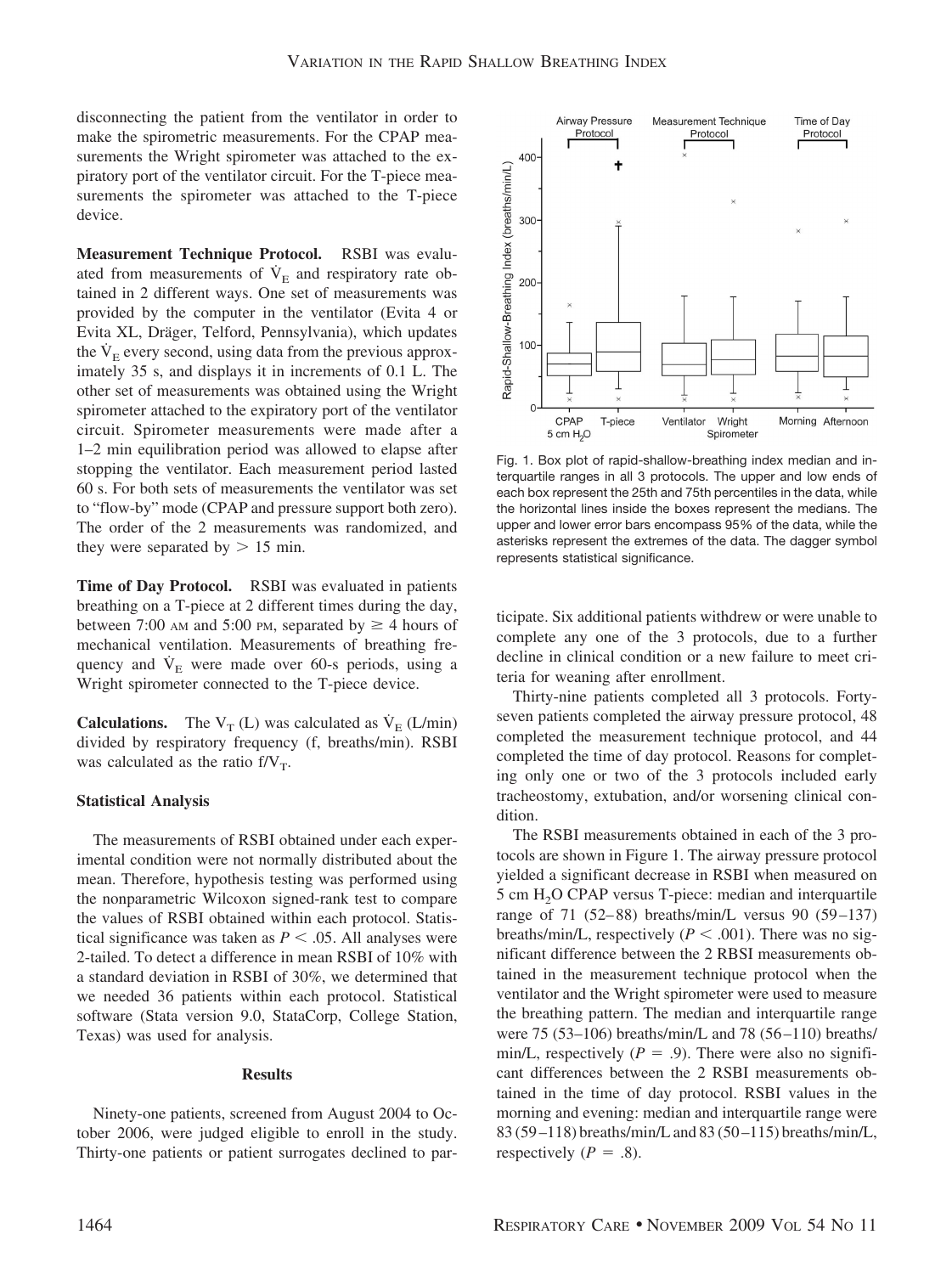disconnecting the patient from the ventilator in order to make the spirometric measurements. For the CPAP measurements the Wright spirometer was attached to the expiratory port of the ventilator circuit. For the T-piece measurements the spirometer was attached to the T-piece device.

**Measurement Technique Protocol.** RSBI was evaluated from measurements of $\dot{V}_E$ and respiratory rate obtained in 2 different ways. One set of measurements was provided by the computer in the ventilator (Evita 4 or Evita XL, Dräger, Telford, Pennsylvania), which updates the $\dot{V}_E$ every second, using data from the previous approximately 35 s, and displays it in increments of 0.1 L. The other set of measurements was obtained using the Wright spirometer attached to the expiratory port of the ventilator circuit. Spirometer measurements were made after a 1–2 min equilibration period was allowed to elapse after stopping the ventilator. Each measurement period lasted 60 s. For both sets of measurements the ventilator was set to "flow-by" mode (CPAP and pressure support both zero). The order of the 2 measurements was randomized, and they were separated by > 15 min.

**Time of Day Protocol.** RSBI was evaluated in patients breathing on a T-piece at 2 different times during the day, between 7:00 AM and 5:00 PM, separated by ≥ 4 hours of mechanical ventilation. Measurements of breathing frequency and $\dot{V}_E$ were made over 60-s periods, using a Wright spirometer connected to the T-piece device.

**Calculations.** The $V_T$ (L) was calculated as $\dot{V}_E$ (L/min) divided by respiratory frequency (f, breaths/min). RSBI was calculated as the ratio $f/V_T$.

### Statistical Analysis

The measurements of RSBI obtained under each experimental condition were not normally distributed about the mean. Therefore, hypothesis testing was performed using the nonparametric Wilcoxon signed-rank test to compare the values of RSBI obtained within each protocol. Statistical significance was taken as $P < .05$. All analyses were 2-tailed. To detect a difference in mean RSBI of 10% with a standard deviation in RSBI of 30%, we determined that we needed 36 patients within each protocol. Statistical software (Stata version 9.0, StataCorp, College Station, Texas) was used for analysis.

## Results

Ninety-one patients, screened from August 2004 to October 2006, were judged eligible to enroll in the study. Thirty-one patients or patient surrogates declined to participate. Six additional patients withdrew or were unable to complete any one of the 3 protocols, due to a further decline in clinical condition or a new failure to meet criteria for weaning after enrollment.

Fig. 1. Box plot of rapid-shallow-breathing index median and interquartile ranges in all 3 protocols. The upper and low ends of each box represent the 25th and 75th percentiles in the data, while the horizontal lines inside the boxes represent the medians. The upper and lower error bars encompass 95% of the data, while the asterisks represent the extremes of the data. The dagger symbol represents statistical significance.

Thirty-nine patients completed all 3 protocols. Forty-seven patients completed the airway pressure protocol, 48 completed the measurement technique protocol, and 44 completed the time of day protocol. Reasons for completing only one or two of the 3 protocols included early tracheostomy, extubation, and/or worsening clinical condition.

The RSBI measurements obtained in each of the 3 protocols are shown in Figure 1. The airway pressure protocol yielded a significant decrease in RSBI when measured on 5 cm $H_2O$ CPAP versus T-piece: median and interquartile range of 71 (52–88) breaths/min/L versus 90 (59–137) breaths/min/L, respectively ($P < .001$). There was no significant difference between the 2 RBSI measurements obtained in the measurement technique protocol when the ventilator and the Wright spirometer were used to measure the breathing pattern. The median and interquartile range were 75 (53–106) breaths/min/L and 78 (56–110) breaths/min/L, respectively ($P = .9$). There were also no significant differences between the 2 RSBI measurements obtained in the time of day protocol. RSBI values in the morning and evening: median and interquartile range were 83 (59–118) breaths/min/L and 83 (50–115) breaths/min/L, respectively ($P = .8$).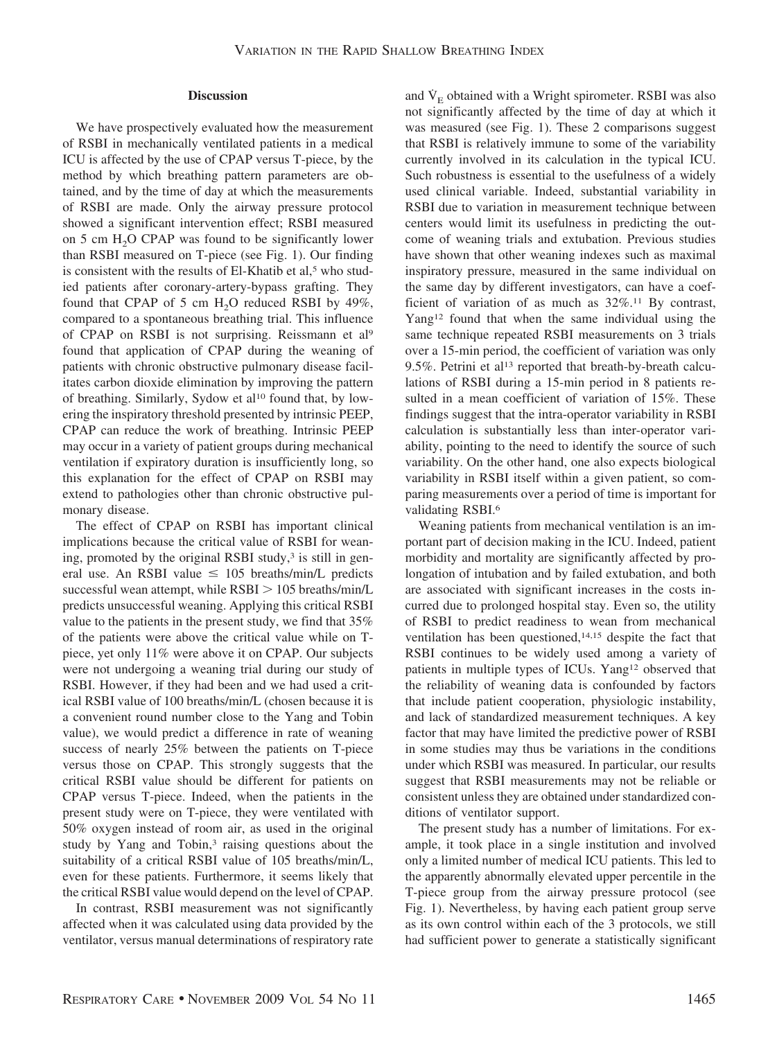## Discussion

We have prospectively evaluated how the measurement of RSBI in mechanically ventilated patients in a medical ICU is affected by the use of CPAP versus T-piece, by the method by which breathing pattern parameters are obtained, and by the time of day at which the measurements of RSBI are made. Only the airway pressure protocol showed a significant intervention effect; RSBI measured on 5 cm $H_2O$ CPAP was found to be significantly lower than RSBI measured on T-piece (see Fig. 1). Our finding is consistent with the results of El-Khatib et al,[5] who studied patients after coronary-artery-bypass grafting. They found that CPAP of 5 cm $H_2O$ reduced RSBI by 49%, compared to a spontaneous breathing trial. This influence of CPAP on RSBI is not surprising. Reissmann et al[9] found that application of CPAP during the weaning of patients with chronic obstructive pulmonary disease facilitates carbon dioxide elimination by improving the pattern of breathing. Similarly, Sydow et al[10] found that, by lowering the inspiratory threshold presented by intrinsic PEEP, CPAP can reduce the work of breathing. Intrinsic PEEP may occur in a variety of patient groups during mechanical ventilation if expiratory duration is insufficiently long, so this explanation for the effect of CPAP on RSBI may extend to pathologies other than chronic obstructive pulmonary disease.

The effect of CPAP on RSBI has important clinical implications because the critical value of RSBI for weaning, promoted by the original RSBI study,[3] is still in general use. An RSBI value $\leq$ 105 breaths/min/L predicts successful wean attempt, while RSBI $>$ 105 breaths/min/L predicts unsuccessful weaning. Applying this critical RSBI value to the patients in the present study, we find that 35% of the patients were above the critical value while on T-piece, yet only 11% were above it on CPAP. Our subjects were not undergoing a weaning trial during our study of RSBI. However, if they had been and we had used a critical RSBI value of 100 breaths/min/L (chosen because it is a convenient round number close to the Yang and Tobin value), we would predict a difference in rate of weaning success of nearly 25% between the patients on T-piece versus those on CPAP. This strongly suggests that the critical RSBI value should be different for patients on CPAP versus T-piece. Indeed, when the patients in the present study were on T-piece, they were ventilated with 50% oxygen instead of room air, as used in the original study by Yang and Tobin,[3] raising questions about the suitability of a critical RSBI value of 105 breaths/min/L, even for these patients. Furthermore, it seems likely that the critical RSBI value would depend on the level of CPAP.

In contrast, RSBI measurement was not significantly affected when it was calculated using data provided by the ventilator, versus manual determinations of respiratory rate and $\dot{V}_E$ obtained with a Wright spirometer. RSBI was also not significantly affected by the time of day at which it was measured (see Fig. 1). These 2 comparisons suggest that RSBI is relatively immune to some of the variability currently involved in its calculation in the typical ICU. Such robustness is essential to the usefulness of a widely used clinical variable. Indeed, substantial variability in RSBI due to variation in measurement technique between centers would limit its usefulness in predicting the outcome of weaning trials and extubation. Previous studies have shown that other weaning indexes such as maximal inspiratory pressure, measured in the same individual on the same day by different investigators, can have a coefficient of variation of as much as 32%.[11] By contrast, Yang[12] found that when the same individual using the same technique repeated RSBI measurements on 3 trials over a 15-min period, the coefficient of variation was only 9.5%. Petrini et al[13] reported that breath-by-breath calculations of RSBI during a 15-min period in 8 patients resulted in a mean coefficient of variation of 15%. These findings suggest that the intra-operator variability in RSBI calculation is substantially less than inter-operator variability, pointing to the need to identify the source of such variability. On the other hand, one also expects biological variability in RSBI itself within a given patient, so comparing measurements over a period of time is important for validating RSBI.[6]

Weaning patients from mechanical ventilation is an important part of decision making in the ICU. Indeed, patient morbidity and mortality are significantly affected by prolongation of intubation and by failed extubation, and both are associated with significant increases in the costs incurred due to prolonged hospital stay. Even so, the utility of RSBI to predict readiness to wean from mechanical ventilation has been questioned,[14,15] despite the fact that RSBI continues to be widely used among a variety of patients in multiple types of ICUs. Yang[12] observed that the reliability of weaning data is confounded by factors that include patient cooperation, physiologic instability, and lack of standardized measurement techniques. A key factor that may have limited the predictive power of RSBI in some studies may thus be variations in the conditions under which RSBI was measured. In particular, our results suggest that RSBI measurements may not be reliable or consistent unless they are obtained under standardized conditions of ventilator support.

The present study has a number of limitations. For example, it took place in a single institution and involved only a limited number of medical ICU patients. This led to the apparently abnormally elevated upper percentile in the T-piece group from the airway pressure protocol (see Fig. 1). Nevertheless, by having each patient group serve as its own control within each of the 3 protocols, we still had sufficient power to generate a statistically significant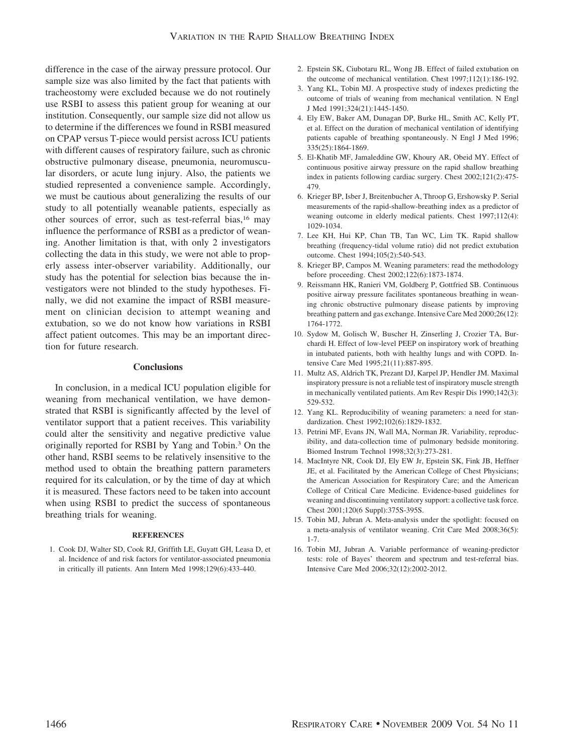difference in the case of the airway pressure protocol. Our sample size was also limited by the fact that patients with tracheostomy were excluded because we do not routinely use RSBI to assess this patient group for weaning at our institution. Consequently, our sample size did not allow us to determine if the differences we found in RSBI measured on CPAP versus T-piece would persist across ICU patients with different causes of respiratory failure, such as chronic obstructive pulmonary disease, pneumonia, neuromuscular disorders, or acute lung injury. Also, the patients we studied represented a convenience sample. Accordingly, we must be cautious about generalizing the results of our study to all potentially weanable patients, especially as other sources of error, such as test-referral bias,[16] may influence the performance of RSBI as a predictor of weaning. Another limitation is that, with only 2 investigators collecting the data in this study, we were not able to properly assess inter-observer variability. Additionally, our study has the potential for selection bias because the investigators were not blinded to the study hypotheses. Finally, we did not examine the impact of RSBI measurement on clinician decision to attempt weaning and extubation, so we do not know how variations in RSBI affect patient outcomes. This may be an important direction for future research.

## Conclusions

In conclusion, in a medical ICU population eligible for weaning from mechanical ventilation, we have demonstrated that RSBI is significantly affected by the level of ventilator support that a patient receives. This variability could alter the sensitivity and negative predictive value originally reported for RSBI by Yang and Tobin.[3] On the other hand, RSBI seems to be relatively insensitive to the method used to obtain the breathing pattern parameters required for its calculation, or by the time of day at which it is measured. These factors need to be taken into account when using RSBI to predict the success of spontaneous breathing trials for weaning.

## REFERENCES

1. Cook DJ, Walter SD, Cook RJ, Griffith LE, Guyatt GH, Leasa D, et al. Incidence of and risk factors for ventilator-associated pneumonia in critically ill patients. Ann Intern Med 1998;129(6):433-440.
2. Epstein SK, Ciubotaru RL, Wong JB. Effect of failed extubation on the outcome of mechanical ventilation. Chest 1997;112(1):186-192.
3. Yang KL, Tobin MJ. A prospective study of indexes predicting the outcome of trials of weaning from mechanical ventilation. N Engl J Med 1991;324(21):1445-1450.
4. Ely EW, Baker AM, Dunagan DP, Burke HL, Smith AC, Kelly PT, et al. Effect on the duration of mechanical ventilation of identifying patients capable of breathing spontaneously. N Engl J Med 1996; 335(25):1864-1869.
5. El-Khatib MF, Jamaleddine GW, Khoury AR, Obeid MY. Effect of continuous positive airway pressure on the rapid shallow breathing index in patients following cardiac surgery. Chest 2002;121(2):475-479.
6. Krieger BP, Isber J, Breitenbucher A, Throop G, Ershowsky P. Serial measurements of the rapid-shallow-breathing index as a predictor of weaning outcome in elderly medical patients. Chest 1997;112(4): 1029-1034.
7. Lee KH, Hui KP, Chan TB, Tan WC, Lim TK. Rapid shallow breathing (frequency-tidal volume ratio) did not predict extubation outcome. Chest 1994;105(2):540-543.
8. Krieger BP, Campos M. Weaning parameters: read the methodology before proceeding. Chest 2002;122(6):1873-1874.
9. Reissmann HK, Ranieri VM, Goldberg P, Gottfried SB. Continuous positive airway pressure facilitates spontaneous breathing in weaning chronic obstructive pulmonary disease patients by improving breathing pattern and gas exchange. Intensive Care Med 2000;26(12): 1764-1772.
10. Sydow M, Golisch W, Buscher H, Zinserling J, Crozier TA, Burchardi H. Effect of low-level PEEP on inspiratory work of breathing in intubated patients, both with healthy lungs and with COPD. Intensive Care Med 1995;21(11):887-895.
11. Multz AS, Aldrich TK, Prezant DJ, Karpel JP, Hendler JM. Maximal inspiratory pressure is not a reliable test of inspiratory muscle strength in mechanically ventilated patients. Am Rev Respir Dis 1990;142(3): 529-532.
12. Yang KL. Reproducibility of weaning parameters: a need for standardization. Chest 1992;102(6):1829-1832.
13. Petrini MF, Evans JN, Wall MA, Norman JR. Variability, reproducibility, and data-collection time of pulmonary bedside monitoring. Biomed Instrum Technol 1998;32(3):273-281.
14. MacIntyre NR, Cook DJ, Ely EW Jr, Epstein SK, Fink JB, Heffner JE, et al. Facilitated by the American College of Chest Physicians; the American Association for Respiratory Care; and the American College of Critical Care Medicine. Evidence-based guidelines for weaning and discontinuing ventilatory support: a collective task force. Chest 2001;120(6 Suppl):375S-395S.
15. Tobin MJ, Jubran A. Meta-analysis under the spotlight: focused on a meta-analysis of ventilator weaning. Crit Care Med 2008;36(5): 1-7.
16. Tobin MJ, Jubran A. Variable performance of weaning-predictor tests: role of Bayes' theorem and spectrum and test-referral bias. Intensive Care Med 2006;32(12):2002-2012.